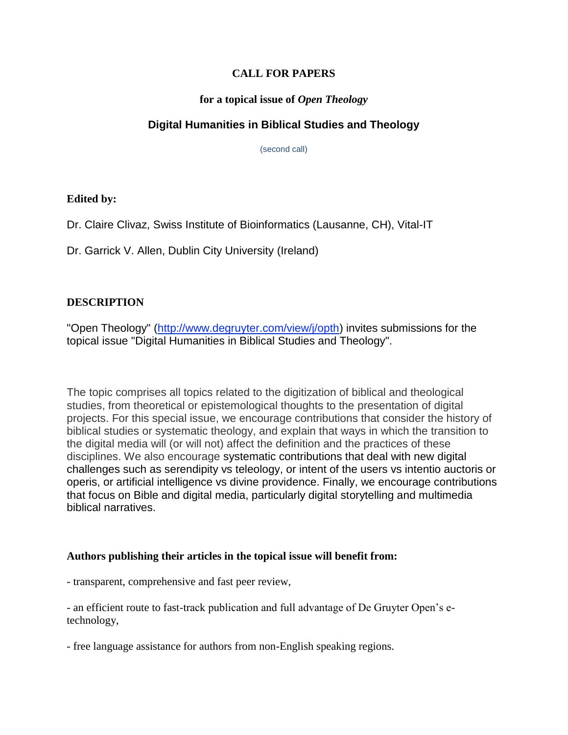# CALL FOR PAPERS

## for a topical issue of *Open Theology*

## Digital Humanities in Biblical Studies and Theology

(second call)

**Edited by:**

Dr. Claire Clivaz, Swiss Institute of Bioinformatics (Lausanne, CH), Vital-IT

Dr. Garrick V. Allen, Dublin City University (Ireland)

**DESCRIPTION**

"Open Theology" (http://www.degruyter.com/view/j/opth) invites submissions for the topical issue "Digital Humanities in Biblical Studies and Theology".

The topic comprises all topics related to the digitization of biblical and theological studies, from theoretical or epistemological thoughts to the presentation of digital projects. For this special issue, we encourage contributions that consider the history of biblical studies or systematic theology, and explain that ways in which the transition to the digital media will (or will not) affect the definition and the practices of these disciplines. We also encourage systematic contributions that deal with new digital challenges such as serendipity vs teleology, or intent of the users vs intentio auctoris or operis, or artificial intelligence vs divine providence. Finally, we encourage contributions that focus on Bible and digital media, particularly digital storytelling and multimedia biblical narratives.

**Authors publishing their articles in the topical issue will benefit from:**

- transparent, comprehensive and fast peer review,
- an efficient route to fast-track publication and full advantage of De Gruyter Open's e-technology,
- free language assistance for authors from non-English speaking regions.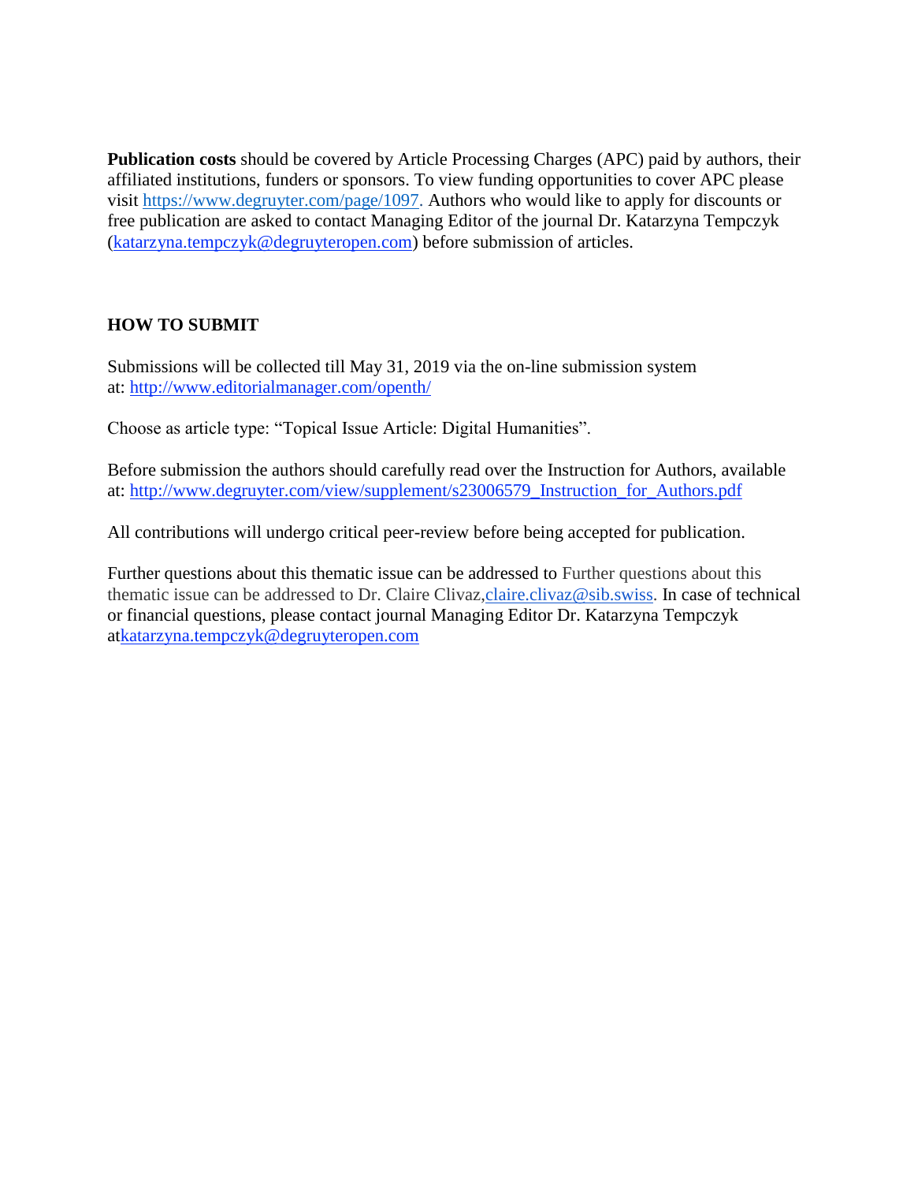**Publication costs** should be covered by Article Processing Charges (APC) paid by authors, their affiliated institutions, funders or sponsors. To view funding opportunities to cover APC please visit https://www.degruyter.com/page/1097. Authors who would like to apply for discounts or free publication are asked to contact Managing Editor of the journal Dr. Katarzyna Tempczyk (katarzyna.tempczyk@degruyteropen.com) before submission of articles.

**HOW TO SUBMIT**

Submissions will be collected till May 31, 2019 via the on-line submission system at: http://www.editorialmanager.com/openth/

Choose as article type: "Topical Issue Article: Digital Humanities".

Before submission the authors should carefully read over the Instruction for Authors, available at: http://www.degruyter.com/view/supplement/s23006579_Instruction_for_Authors.pdf

All contributions will undergo critical peer-review before being accepted for publication.

Further questions about this thematic issue can be addressed to Further questions about this thematic issue can be addressed to Dr. Claire Clivaz,claire.clivaz@sib.swiss. In case of technical or financial questions, please contact journal Managing Editor Dr. Katarzyna Tempczyk atkatarzyna.tempczyk@degruyteropen.com